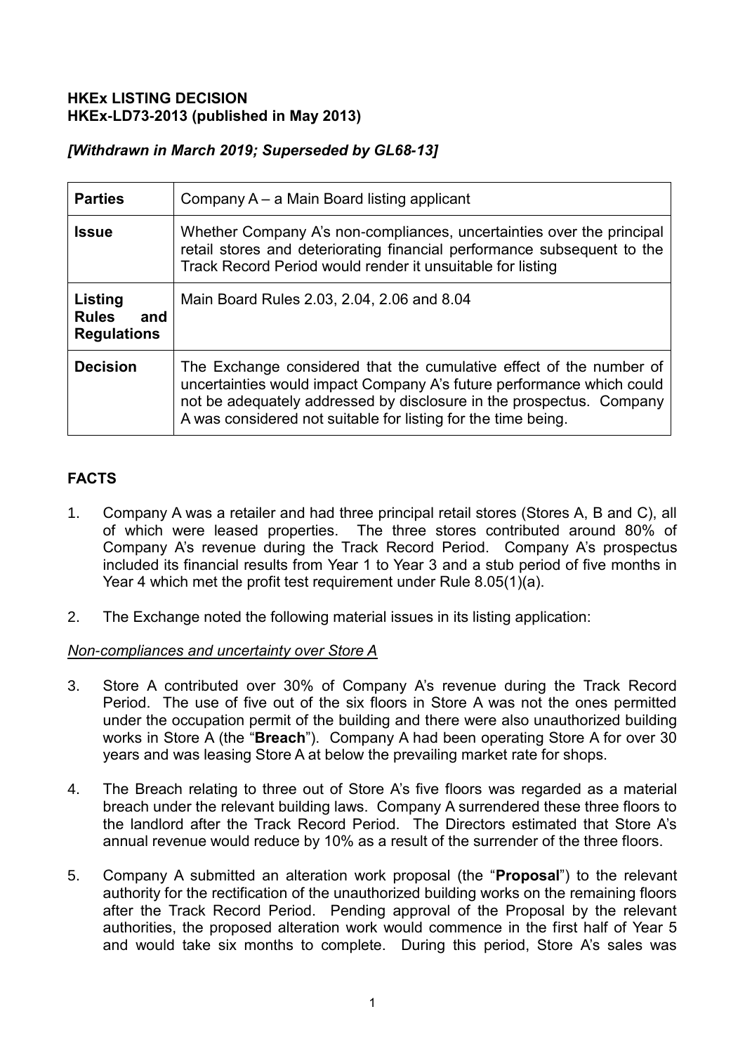**HKEx LISTING DECISION**
**HKEx-LD73-2013 (published in May 2013)**

***[Withdrawn in March 2019; Superseded by GL68-13]***

| | |
|---|---|
| **Parties** | Company A – a Main Board listing applicant |
| **Issue** | Whether Company A's non-compliances, uncertainties over the principal retail stores and deteriorating financial performance subsequent to the Track Record Period would render it unsuitable for listing |
| **Listing Rules and Regulations** | Main Board Rules 2.03, 2.04, 2.06 and 8.04 |
| **Decision** | The Exchange considered that the cumulative effect of the number of uncertainties would impact Company A's future performance which could not be adequately addressed by disclosure in the prospectus. Company A was considered not suitable for listing for the time being. |

## FACTS

1. Company A was a retailer and had three principal retail stores (Stores A, B and C), all of which were leased properties. The three stores contributed around 80% of Company A's revenue during the Track Record Period. Company A's prospectus included its financial results from Year 1 to Year 3 and a stub period of five months in Year 4 which met the profit test requirement under Rule 8.05(1)(a).

2. The Exchange noted the following material issues in its listing application:

*Non-compliances and uncertainty over Store A*

3. Store A contributed over 30% of Company A's revenue during the Track Record Period. The use of five out of the six floors in Store A was not the ones permitted under the occupation permit of the building and there were also unauthorized building works in Store A (the "**Breach**"). Company A had been operating Store A for over 30 years and was leasing Store A at below the prevailing market rate for shops.

4. The Breach relating to three out of Store A's five floors was regarded as a material breach under the relevant building laws. Company A surrendered these three floors to the landlord after the Track Record Period. The Directors estimated that Store A's annual revenue would reduce by 10% as a result of the surrender of the three floors.

5. Company A submitted an alteration work proposal (the "**Proposal**") to the relevant authority for the rectification of the unauthorized building works on the remaining floors after the Track Record Period. Pending approval of the Proposal by the relevant authorities, the proposed alteration work would commence in the first half of Year 5 and would take six months to complete. During this period, Store A's sales was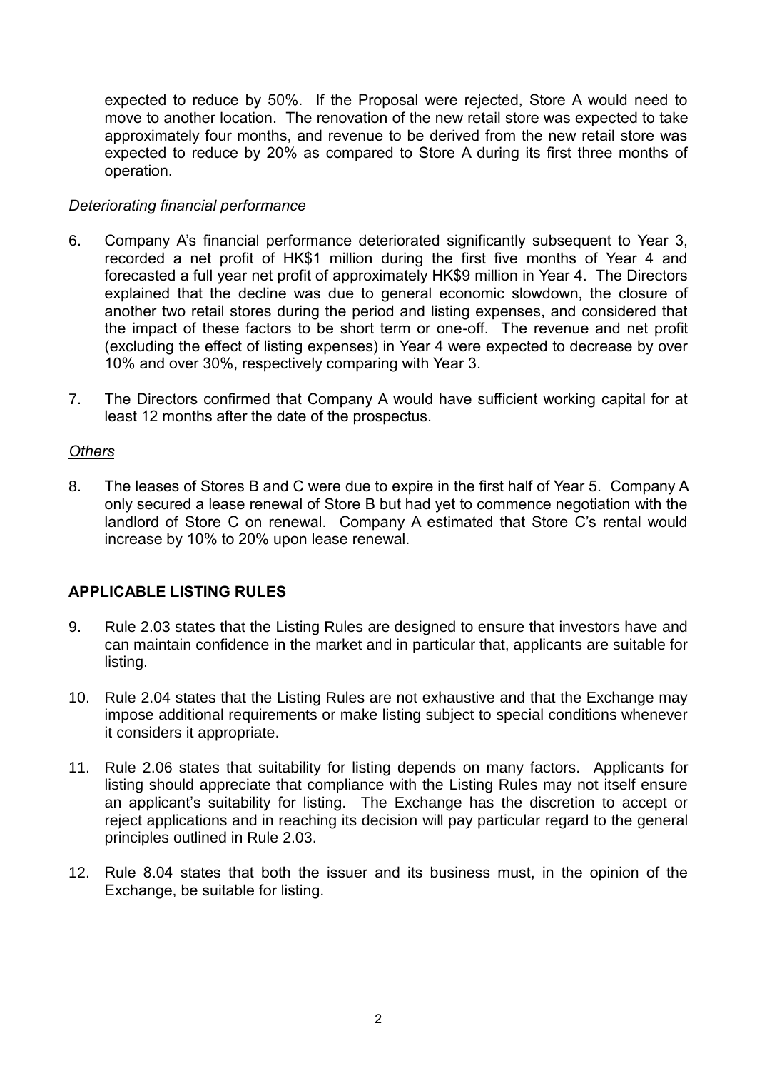expected to reduce by 50%. If the Proposal were rejected, Store A would need to move to another location. The renovation of the new retail store was expected to take approximately four months, and revenue to be derived from the new retail store was expected to reduce by 20% as compared to Store A during its first three months of operation.

*Deteriorating financial performance*

6. Company A's financial performance deteriorated significantly subsequent to Year 3, recorded a net profit of HK$1 million during the first five months of Year 4 and forecasted a full year net profit of approximately HK$9 million in Year 4. The Directors explained that the decline was due to general economic slowdown, the closure of another two retail stores during the period and listing expenses, and considered that the impact of these factors to be short term or one-off. The revenue and net profit (excluding the effect of listing expenses) in Year 4 were expected to decrease by over 10% and over 30%, respectively comparing with Year 3.

7. The Directors confirmed that Company A would have sufficient working capital for at least 12 months after the date of the prospectus.

*Others*

8. The leases of Stores B and C were due to expire in the first half of Year 5. Company A only secured a lease renewal of Store B but had yet to commence negotiation with the landlord of Store C on renewal. Company A estimated that Store C's rental would increase by 10% to 20% upon lease renewal.

## APPLICABLE LISTING RULES

9. Rule 2.03 states that the Listing Rules are designed to ensure that investors have and can maintain confidence in the market and in particular that, applicants are suitable for listing.

10. Rule 2.04 states that the Listing Rules are not exhaustive and that the Exchange may impose additional requirements or make listing subject to special conditions whenever it considers it appropriate.

11. Rule 2.06 states that suitability for listing depends on many factors. Applicants for listing should appreciate that compliance with the Listing Rules may not itself ensure an applicant's suitability for listing. The Exchange has the discretion to accept or reject applications and in reaching its decision will pay particular regard to the general principles outlined in Rule 2.03.

12. Rule 8.04 states that both the issuer and its business must, in the opinion of the Exchange, be suitable for listing.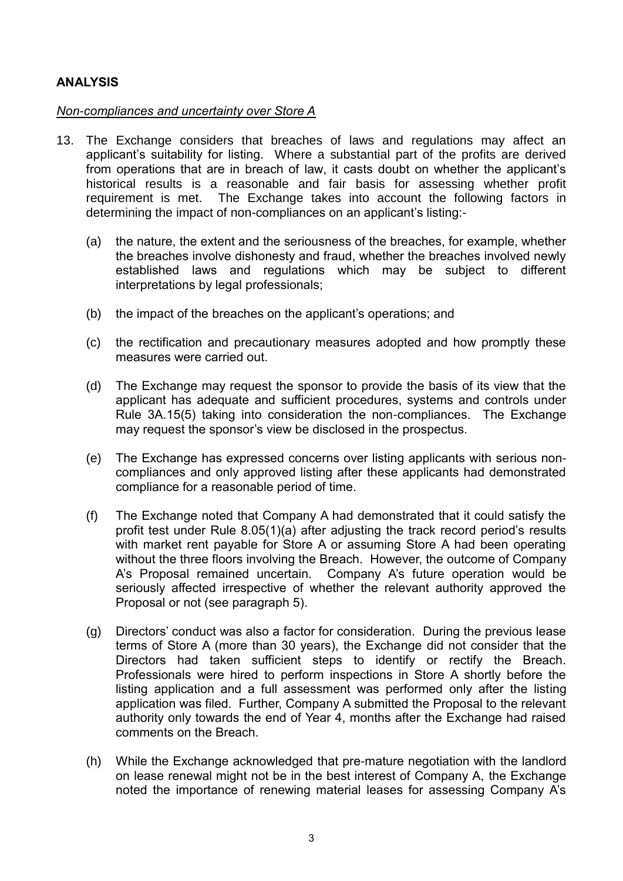## ANALYSIS

*Non-compliances and uncertainty over Store A*

13. The Exchange considers that breaches of laws and regulations may affect an applicant's suitability for listing. Where a substantial part of the profits are derived from operations that are in breach of law, it casts doubt on whether the applicant's historical results is a reasonable and fair basis for assessing whether profit requirement is met. The Exchange takes into account the following factors in determining the impact of non-compliances on an applicant's listing:-

    (a) the nature, the extent and the seriousness of the breaches, for example, whether the breaches involve dishonesty and fraud, whether the breaches involved newly established laws and regulations which may be subject to different interpretations by legal professionals;

    (b) the impact of the breaches on the applicant's operations; and

    (c) the rectification and precautionary measures adopted and how promptly these measures were carried out.

    (d) The Exchange may request the sponsor to provide the basis of its view that the applicant has adequate and sufficient procedures, systems and controls under Rule 3A.15(5) taking into consideration the non-compliances. The Exchange may request the sponsor's view be disclosed in the prospectus.

    (e) The Exchange has expressed concerns over listing applicants with serious non-compliances and only approved listing after these applicants had demonstrated compliance for a reasonable period of time.

    (f) The Exchange noted that Company A had demonstrated that it could satisfy the profit test under Rule 8.05(1)(a) after adjusting the track record period's results with market rent payable for Store A or assuming Store A had been operating without the three floors involving the Breach. However, the outcome of Company A's Proposal remained uncertain. Company A's future operation would be seriously affected irrespective of whether the relevant authority approved the Proposal or not (see paragraph 5).

    (g) Directors' conduct was also a factor for consideration. During the previous lease terms of Store A (more than 30 years), the Exchange did not consider that the Directors had taken sufficient steps to identify or rectify the Breach. Professionals were hired to perform inspections in Store A shortly before the listing application and a full assessment was performed only after the listing application was filed. Further, Company A submitted the Proposal to the relevant authority only towards the end of Year 4, months after the Exchange had raised comments on the Breach.

    (h) While the Exchange acknowledged that pre-mature negotiation with the landlord on lease renewal might not be in the best interest of Company A, the Exchange noted the importance of renewing material leases for assessing Company A's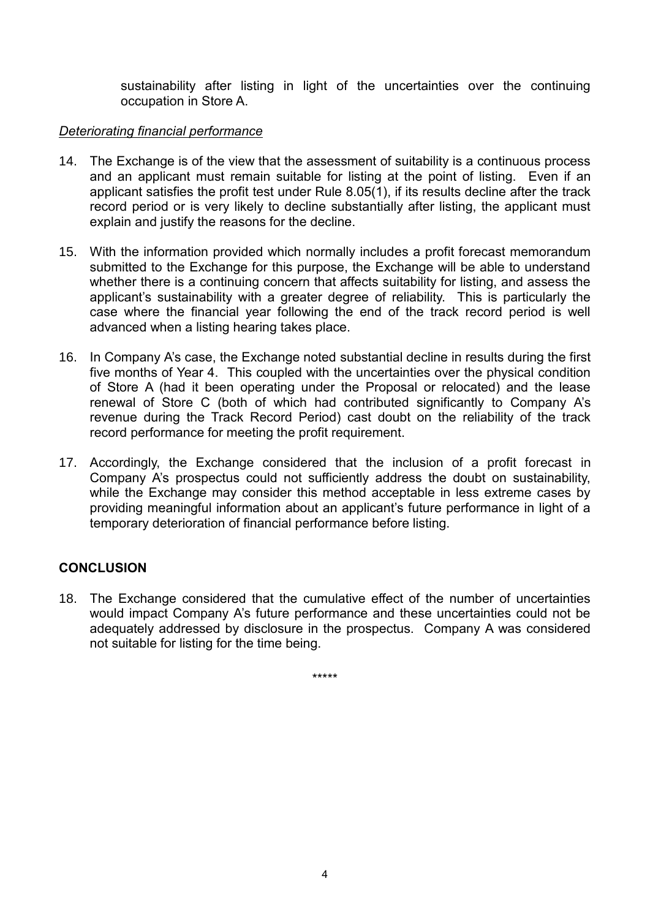sustainability after listing in light of the uncertainties over the continuing occupation in Store A.

*Deteriorating financial performance*

14. The Exchange is of the view that the assessment of suitability is a continuous process and an applicant must remain suitable for listing at the point of listing. Even if an applicant satisfies the profit test under Rule 8.05(1), if its results decline after the track record period or is very likely to decline substantially after listing, the applicant must explain and justify the reasons for the decline.

15. With the information provided which normally includes a profit forecast memorandum submitted to the Exchange for this purpose, the Exchange will be able to understand whether there is a continuing concern that affects suitability for listing, and assess the applicant's sustainability with a greater degree of reliability. This is particularly the case where the financial year following the end of the track record period is well advanced when a listing hearing takes place.

16. In Company A's case, the Exchange noted substantial decline in results during the first five months of Year 4. This coupled with the uncertainties over the physical condition of Store A (had it been operating under the Proposal or relocated) and the lease renewal of Store C (both of which had contributed significantly to Company A's revenue during the Track Record Period) cast doubt on the reliability of the track record performance for meeting the profit requirement.

17. Accordingly, the Exchange considered that the inclusion of a profit forecast in Company A's prospectus could not sufficiently address the doubt on sustainability, while the Exchange may consider this method acceptable in less extreme cases by providing meaningful information about an applicant's future performance in light of a temporary deterioration of financial performance before listing.

## CONCLUSION

18. The Exchange considered that the cumulative effect of the number of uncertainties would impact Company A's future performance and these uncertainties could not be adequately addressed by disclosure in the prospectus. Company A was considered not suitable for listing for the time being.

*****